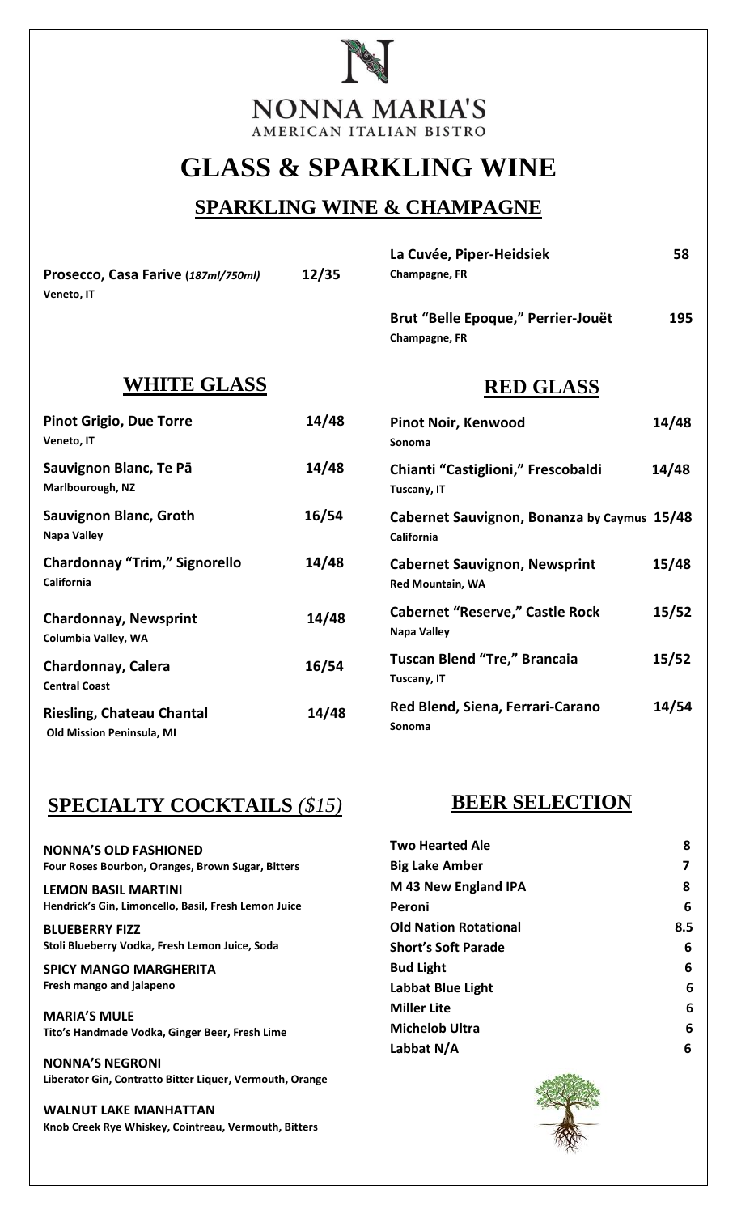# NONNA MARIA'S

AMERICAN ITALIAN BISTRO

# GLASS & SPARKLING WINE

## SPARKLING WINE & CHAMPAGNE

**Prosecco, Casa Farive (*187ml/750ml*)** — **12/35**
**Veneto, IT**

**La Cuvée, Piper-Heidsiek** — **58**
**Champagne, FR**

**Brut "Belle Epoque," Perrier-Jouët** — **195**
**Champagne, FR**

## WHITE GLASS

| Wine | Price |
|---|---|
| **Pinot Grigio, Due Torre**<br>**Veneto, IT** | **14/48** |
| **Sauvignon Blanc, Te Pā**<br>**Marlbourough, NZ** | **14/48** |
| **Sauvignon Blanc, Groth**<br>**Napa Valley** | **16/54** |
| **Chardonnay "Trim," Signorello**<br>**California** | **14/48** |
| **Chardonnay, Newsprint**<br>**Columbia Valley, WA** | **14/48** |
| **Chardonnay, Calera**<br>**Central Coast** | **16/54** |
| **Riesling, Chateau Chantal**<br>**Old Mission Peninsula, MI** | **14/48** |

## RED GLASS

| Wine | Price |
|---|---|
| **Pinot Noir, Kenwood**<br>**Sonoma** | **14/48** |
| **Chianti "Castiglioni," Frescobaldi**<br>**Tuscany, IT** | **14/48** |
| **Cabernet Sauvignon, Bonanza by Caymus**<br>**California** | **15/48** |
| **Cabernet Sauvignon, Newsprint**<br>**Red Mountain, WA** | **15/48** |
| **Cabernet "Reserve," Castle Rock**<br>**Napa Valley** | **15/52** |
| **Tuscan Blend "Tre," Brancaia**<br>**Tuscany, IT** | **15/52** |
| **Red Blend, Siena, Ferrari-Carano**<br>**Sonoma** | **14/54** |

## SPECIALTY COCKTAILS *($15)*

**NONNA'S OLD FASHIONED**
**Four Roses Bourbon, Oranges, Brown Sugar, Bitters**

**LEMON BASIL MARTINI**
**Hendrick's Gin, Limoncello, Basil, Fresh Lemon Juice**

**BLUEBERRY FIZZ**
**Stoli Blueberry Vodka, Fresh Lemon Juice, Soda**

**SPICY MANGO MARGHERITA**
**Fresh mango and jalapeno**

**MARIA'S MULE**
**Tito's Handmade Vodka, Ginger Beer, Fresh Lime**

**NONNA'S NEGRONI**
**Liberator Gin, Contratto Bitter Liquer, Vermouth, Orange**

**WALNUT LAKE MANHATTAN**
**Knob Creek Rye Whiskey, Cointreau, Vermouth, Bitters**

## BEER SELECTION

| Beer | Price |
|---|---|
| **Two Hearted Ale** | **8** |
| **Big Lake Amber** | **7** |
| **M 43 New England IPA** | **8** |
| **Peroni** | **6** |
| **Old Nation Rotational** | **8.5** |
| **Short's Soft Parade** | **6** |
| **Bud Light** | **6** |
| **Labbat Blue Light** | **6** |
| **Miller Lite** | **6** |
| **Michelob Ultra** | **6** |
| **Labbat N/A** | **6** |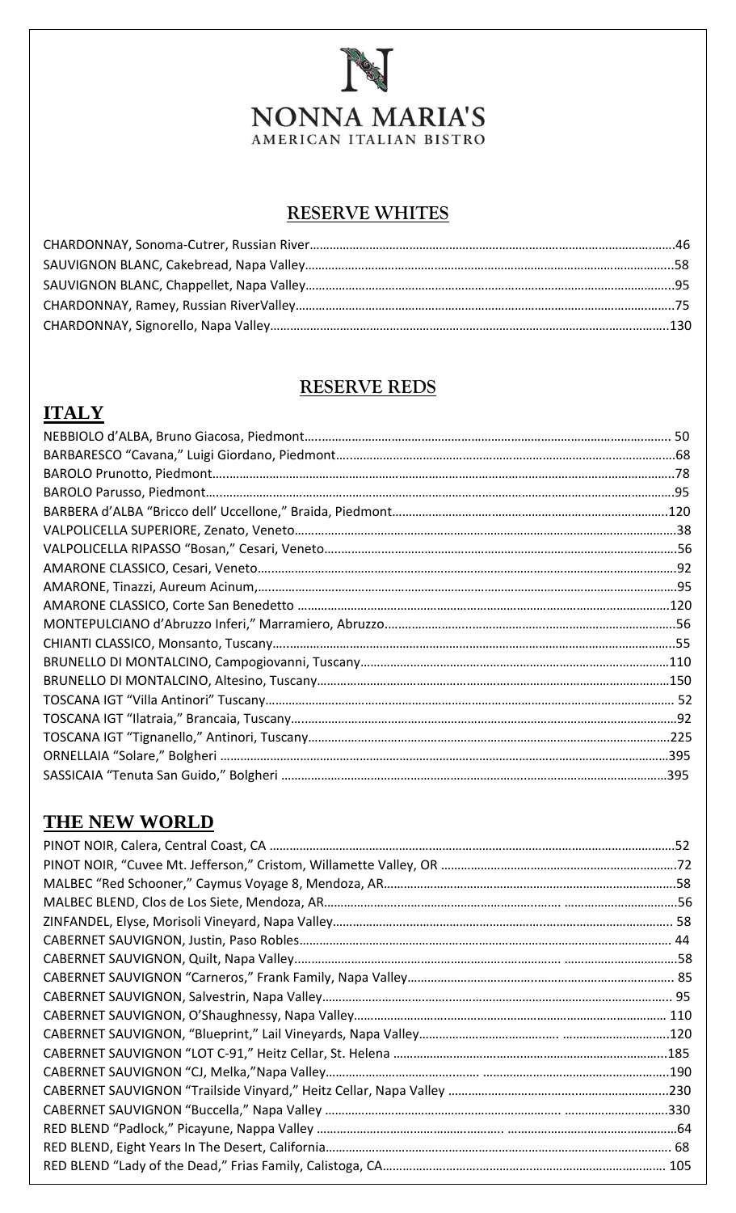# NONNA MARIA'S

AMERICAN ITALIAN BISTRO

## RESERVE WHITES

CHARDONNAY, Sonoma-Cutrer, Russian River……………………………………………………………………………………………46
SAUVIGNON BLANC, Cakebread, Napa Valley…………………………………………………………………………………………58
SAUVIGNON BLANC, Chappellet, Napa Valley…………………………………………………………………………………………95
CHARDONNAY, Ramey, Russian RiverValley……………………………………………………………………………………………75
CHARDONNAY, Signorello, Napa Valley…………………………………………………………………………………………………130

## RESERVE REDS

### ITALY

NEBBIOLO d'ALBA, Bruno Giacosa, Piedmont…………………………………………………………………………………………50
BARBARESCO "Cavana," Luigi Giordano, Piedmont……………………………………………………………………………………68
BAROLO Prunotto, Piedmont……………………………………………………………………………………………………………78
BAROLO Parusso, Piedmont……………………………………………………………………………………………………………95
BARBERA d'ALBA "Bricco dell' Uccellone," Braida, Piedmont………………………………………………………………………120
VALPOLICELLA SUPERIORE, Zenato, Veneto…………………………………………………………………………………………38
VALPOLICELLA RIPASSO "Bosan," Cesari, Veneto……………………………………………………………………………………56
AMARONE CLASSICO, Cesari, Veneto…………………………………………………………………………………………………92
AMARONE, Tinazzi, Aureum Acinum,…………………………………………………………………………………………………95
AMARONE CLASSICO, Corte San Benedetto …………………………………………………………………………………………120
MONTEPULCIANO d'Abruzzo Inferi," Marramiero, Abruzzo…………………………………………………………………………56
CHIANTI CLASSICO, Monsanto, Tuscany………………………………………………………………………………………………55
BRUNELLO DI MONTALCINO, Campogiovanni, Tuscany……………………………………………………………………………110
BRUNELLO DI MONTALCINO, Altesino, Tuscany………………………………………………………………………………………150
TOSCANA IGT "Villa Antinori" Tuscany…………………………………………………………………………………………………52
TOSCANA IGT "Ilatraia," Brancaia, Tuscany……………………………………………………………………………………………92
TOSCANA IGT "Tignanello," Antinori, Tuscany…………………………………………………………………………………………225
ORNELLAIA "Solare," Bolgheri …………………………………………………………………………………………………………395
SASSICAIA "Tenuta San Guido," Bolgheri ……………………………………………………………………………………………395

### THE NEW WORLD

PINOT NOIR, Calera, Central Coast, CA ………………………………………………………………………………………………52
PINOT NOIR, "Cuvee Mt. Jefferson," Cristom, Willamette Valley, OR ……………………………………………………………72
MALBEC "Red Schooner," Caymus Voyage 8, Mendoza, AR…………………………………………………………………………58
MALBEC BLEND, Clos de Los Siete, Mendoza, AR………………………………………………………………………………………56
ZINFANDEL, Elyse, Morisoli Vineyard, Napa Valley……………………………………………………………………………………58
CABERNET SAUVIGNON, Justin, Paso Robles…………………………………………………………………………………………44
CABERNET SAUVIGNON, Quilt, Napa Valley……………………………………………………………………………………………58
CABERNET SAUVIGNON "Carneros," Frank Family, Napa Valley……………………………………………………………………85
CABERNET SAUVIGNON, Salvestrin, Napa Valley………………………………………………………………………………………95
CABERNET SAUVIGNON, O'Shaughnessy, Napa Valley………………………………………………………………………………110
CABERNET SAUVIGNON, "Blueprint," Lail Vineyards, Napa Valley…………………………………………………………………120
CABERNET SAUVIGNON "LOT C-91," Heitz Cellar, St. Helena ……………………………………………………………………185
CABERNET SAUVIGNON "CJ, Melka,"Napa Valley……………………………………………………………………………………190
CABERNET SAUVIGNON "Trailside Vinyard," Heitz Cellar, Napa Valley …………………………………………………………230
CABERNET SAUVIGNON "Buccella," Napa Valley ……………………………………………………………………………………330
RED BLEND "Padlock," Picayune, Nappa Valley ………………………………………………………………………………………64
RED BLEND, Eight Years In The Desert, California………………………………………………………………………………………68
RED BLEND "Lady of the Dead," Frias Family, Calistoga, CA………………………………………………………………………105